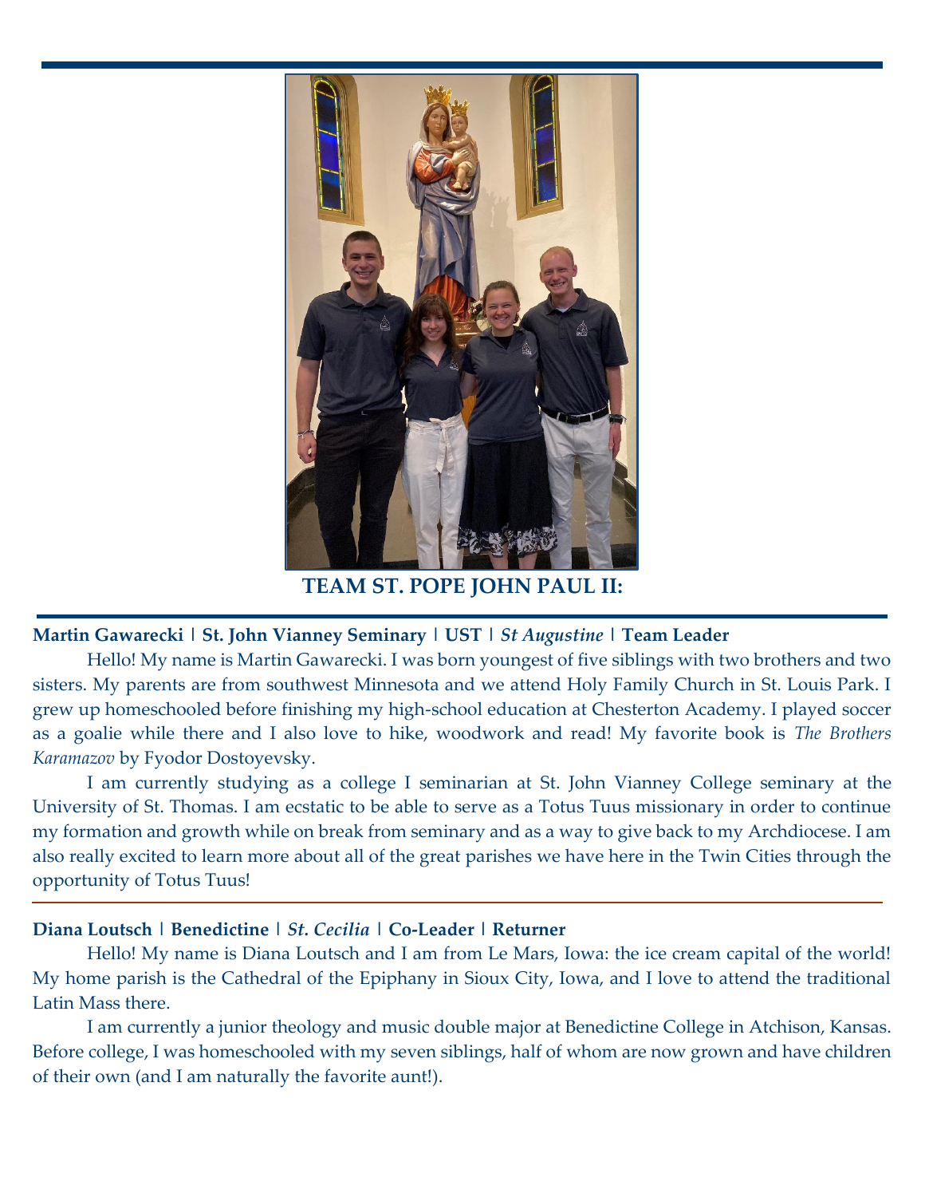## TEAM ST. POPE JOHN PAUL II:

**Martin Gawarecki | St. John Vianney Seminary | UST | *St Augustine* | Team Leader**

Hello! My name is Martin Gawarecki. I was born youngest of five siblings with two brothers and two sisters. My parents are from southwest Minnesota and we attend Holy Family Church in St. Louis Park. I grew up homeschooled before finishing my high-school education at Chesterton Academy. I played soccer as a goalie while there and I also love to hike, woodwork and read! My favorite book is *The Brothers Karamazov* by Fyodor Dostoyevsky.

I am currently studying as a college I seminarian at St. John Vianney College seminary at the University of St. Thomas. I am ecstatic to be able to serve as a Totus Tuus missionary in order to continue my formation and growth while on break from seminary and as a way to give back to my Archdiocese. I am also really excited to learn more about all of the great parishes we have here in the Twin Cities through the opportunity of Totus Tuus!

**Diana Loutsch | Benedictine | *St. Cecilia* | Co-Leader | Returner**

Hello! My name is Diana Loutsch and I am from Le Mars, Iowa: the ice cream capital of the world! My home parish is the Cathedral of the Epiphany in Sioux City, Iowa, and I love to attend the traditional Latin Mass there.

I am currently a junior theology and music double major at Benedictine College in Atchison, Kansas. Before college, I was homeschooled with my seven siblings, half of whom are now grown and have children of their own (and I am naturally the favorite aunt!).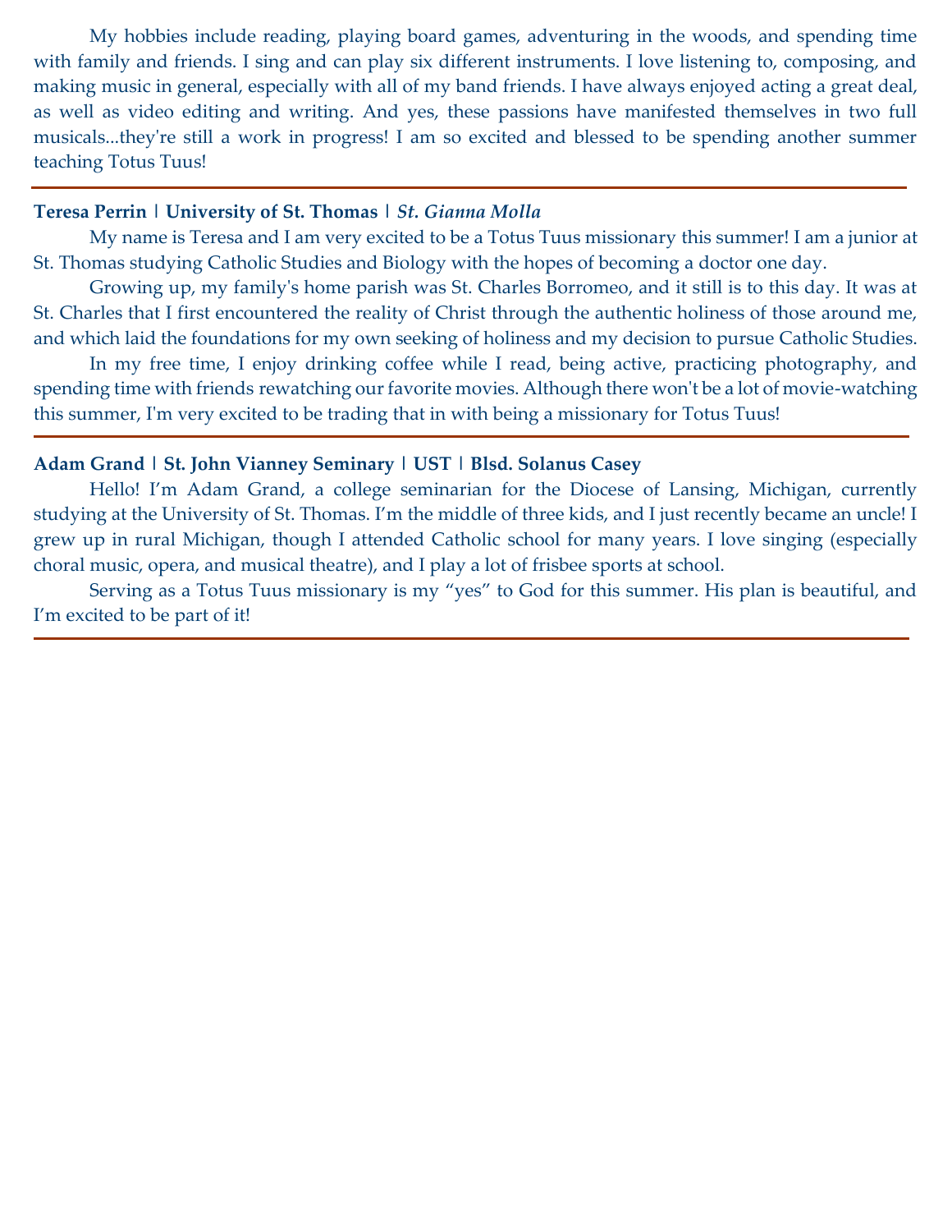My hobbies include reading, playing board games, adventuring in the woods, and spending time with family and friends. I sing and can play six different instruments. I love listening to, composing, and making music in general, especially with all of my band friends. I have always enjoyed acting a great deal, as well as video editing and writing. And yes, these passions have manifested themselves in two full musicals...they're still a work in progress! I am so excited and blessed to be spending another summer teaching Totus Tuus!

---

**Teresa Perrin | University of St. Thomas |** ***St. Gianna Molla***

My name is Teresa and I am very excited to be a Totus Tuus missionary this summer! I am a junior at St. Thomas studying Catholic Studies and Biology with the hopes of becoming a doctor one day.

Growing up, my family's home parish was St. Charles Borromeo, and it still is to this day. It was at St. Charles that I first encountered the reality of Christ through the authentic holiness of those around me, and which laid the foundations for my own seeking of holiness and my decision to pursue Catholic Studies.

In my free time, I enjoy drinking coffee while I read, being active, practicing photography, and spending time with friends rewatching our favorite movies. Although there won't be a lot of movie-watching this summer, I'm very excited to be trading that in with being a missionary for Totus Tuus!

---

**Adam Grand | St. John Vianney Seminary | UST | Blsd. Solanus Casey**

Hello! I'm Adam Grand, a college seminarian for the Diocese of Lansing, Michigan, currently studying at the University of St. Thomas. I'm the middle of three kids, and I just recently became an uncle! I grew up in rural Michigan, though I attended Catholic school for many years. I love singing (especially choral music, opera, and musical theatre), and I play a lot of frisbee sports at school.

Serving as a Totus Tuus missionary is my "yes" to God for this summer. His plan is beautiful, and I'm excited to be part of it!

---